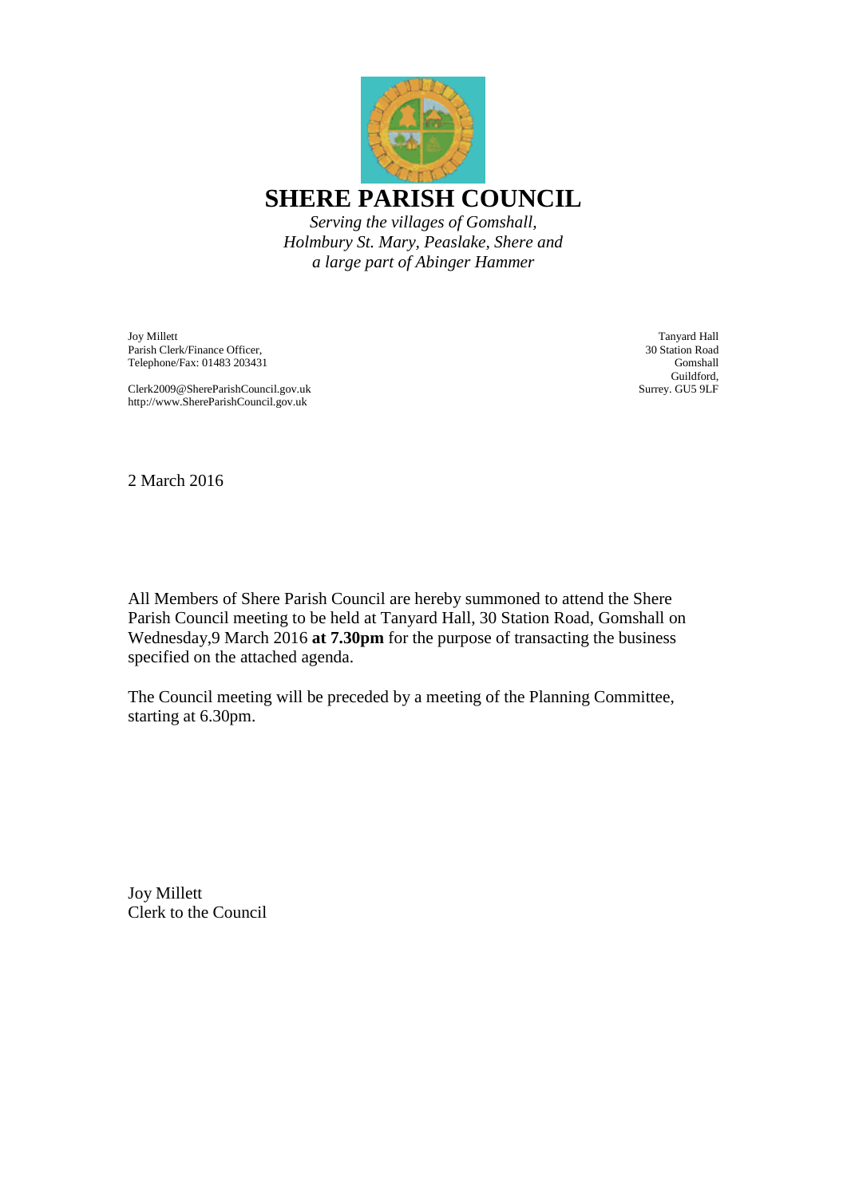# SHERE PARISH COUNCIL

*Serving the villages of Gomshall, Holmbury St. Mary, Peaslake, Shere and a large part of Abinger Hammer*

Joy Millett
Parish Clerk/Finance Officer,
Telephone/Fax: 01483 203431

Clerk2009@ShereParishCouncil.gov.uk
http://www.ShereParishCouncil.gov.uk

Tanyard Hall
30 Station Road
Gomshall
Guildford,
Surrey. GU5 9LF

2 March 2016

All Members of Shere Parish Council are hereby summoned to attend the Shere Parish Council meeting to be held at Tanyard Hall, 30 Station Road, Gomshall on Wednesday,9 March 2016 **at 7.30pm** for the purpose of transacting the business specified on the attached agenda.

The Council meeting will be preceded by a meeting of the Planning Committee, starting at 6.30pm.

Joy Millett
Clerk to the Council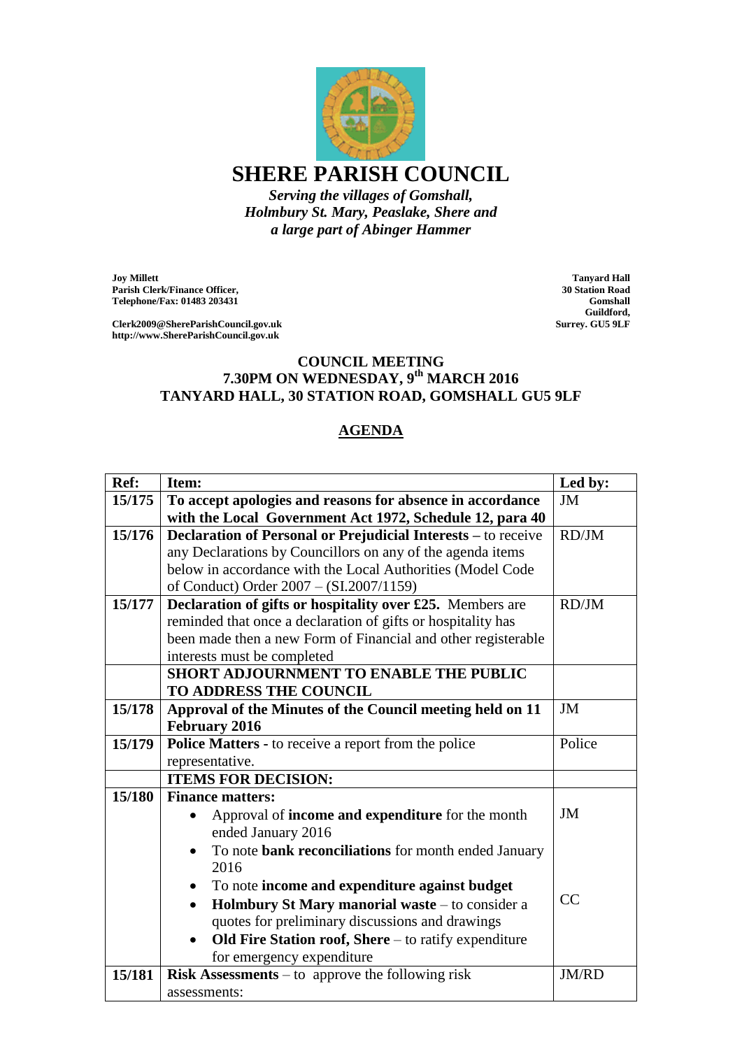# SHERE PARISH COUNCIL

*Serving the villages of Gomshall, Holmbury St. Mary, Peaslake, Shere and a large part of Abinger Hammer*

**Joy Millett**
**Parish Clerk/Finance Officer,**
**Telephone/Fax: 01483 203431**

**Clerk2009@ShereParishCouncil.gov.uk**
**http://www.ShereParishCouncil.gov.uk**

**Tanyard Hall**
**30 Station Road**
**Gomshall**
**Guildford,**
**Surrey. GU5 9LF**

## COUNCIL MEETING
## 7.30PM ON WEDNESDAY, 9th MARCH 2016
## TANYARD HALL, 30 STATION ROAD, GOMSHALL GU5 9LF

## AGENDA

| Ref: | Item: | Led by: |
|---|---|---|
| 15/175 | **To accept apologies and reasons for absence in accordance with the Local Government Act 1972, Schedule 12, para 40** | JM |
| 15/176 | **Declaration of Personal or Prejudicial Interests** – to receive any Declarations by Councillors on any of the agenda items below in accordance with the Local Authorities (Model Code of Conduct) Order 2007 – (SI.2007/1159) | RD/JM |
| 15/177 | **Declaration of gifts or hospitality over £25.** Members are reminded that once a declaration of gifts or hospitality has been made then a new Form of Financial and other registerable interests must be completed | RD/JM |
| | **SHORT ADJOURNMENT TO ENABLE THE PUBLIC TO ADDRESS THE COUNCIL** | |
| 15/178 | **Approval of the Minutes of the Council meeting held on 11 February 2016** | JM |
| 15/179 | **Police Matters** - to receive a report from the police representative. | Police |
| | **ITEMS FOR DECISION:** | |
| 15/180 | **Finance matters:**<br>• Approval of **income and expenditure** for the month ended January 2016<br>• To note **bank reconciliations** for month ended January 2016<br>• To note **income and expenditure against budget**<br>• **Holmbury St Mary manorial waste** – to consider a quotes for preliminary discussions and drawings<br>• **Old Fire Station roof, Shere** – to ratify expenditure for emergency expenditure | JM<br><br>CC |
| 15/181 | **Risk Assessments** – to approve the following risk assessments: | JM/RD |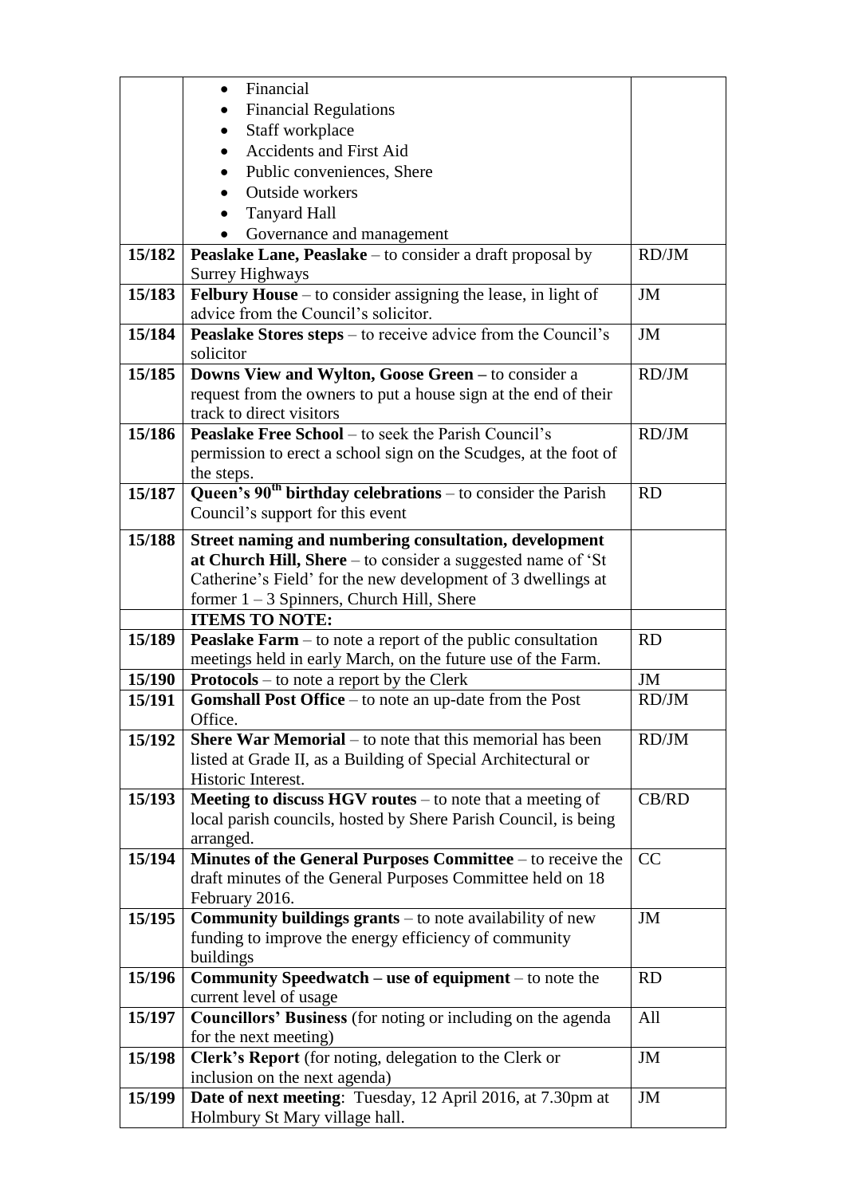| | | |
|---|---|---|
| | • Financial<br>• Financial Regulations<br>• Staff workplace<br>• Accidents and First Aid<br>• Public conveniences, Shere<br>• Outside workers<br>• Tanyard Hall<br>• Governance and management | |
| **15/182** | **Peaslake Lane, Peaslake** – to consider a draft proposal by Surrey Highways | RD/JM |
| **15/183** | **Felbury House** – to consider assigning the lease, in light of advice from the Council's solicitor. | JM |
| **15/184** | **Peaslake Stores steps** – to receive advice from the Council's solicitor | JM |
| **15/185** | **Downs View and Wylton, Goose Green –** to consider a request from the owners to put a house sign at the end of their track to direct visitors | RD/JM |
| **15/186** | **Peaslake Free School** – to seek the Parish Council's permission to erect a school sign on the Scudges, at the foot of the steps. | RD/JM |
| **15/187** | **Queen's 90th birthday celebrations** – to consider the Parish Council's support for this event | RD |
| **15/188** | **Street naming and numbering consultation, development at Church Hill, Shere** – to consider a suggested name of 'St Catherine's Field' for the new development of 3 dwellings at former 1 – 3 Spinners, Church Hill, Shere | |
| | **ITEMS TO NOTE:** | |
| **15/189** | **Peaslake Farm** – to note a report of the public consultation meetings held in early March, on the future use of the Farm. | RD |
| **15/190** | **Protocols** – to note a report by the Clerk | JM |
| **15/191** | **Gomshall Post Office** – to note an up-date from the Post Office. | RD/JM |
| **15/192** | **Shere War Memorial** – to note that this memorial has been listed at Grade II, as a Building of Special Architectural or Historic Interest. | RD/JM |
| **15/193** | **Meeting to discuss HGV routes** – to note that a meeting of local parish councils, hosted by Shere Parish Council, is being arranged. | CB/RD |
| **15/194** | **Minutes of the General Purposes Committee** – to receive the draft minutes of the General Purposes Committee held on 18 February 2016. | CC |
| **15/195** | **Community buildings grants** – to note availability of new funding to improve the energy efficiency of community buildings | JM |
| **15/196** | **Community Speedwatch – use of equipment** – to note the current level of usage | RD |
| **15/197** | **Councillors' Business** (for noting or including on the agenda for the next meeting) | All |
| **15/198** | **Clerk's Report** (for noting, delegation to the Clerk or inclusion on the next agenda) | JM |
| **15/199** | **Date of next meeting**: Tuesday, 12 April 2016, at 7.30pm at Holmbury St Mary village hall. | JM |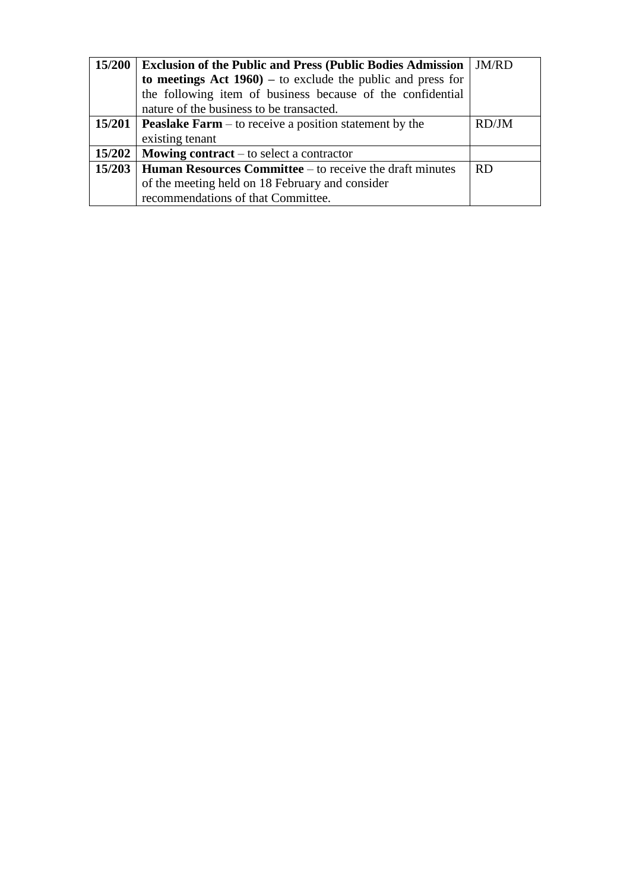| | | |
|---|---|---|
| **15/200** | **Exclusion of the Public and Press (Public Bodies Admission to meetings Act 1960) –** to exclude the public and press for the following item of business because of the confidential nature of the business to be transacted. | JM/RD |
| **15/201** | **Peaslake Farm** – to receive a position statement by the existing tenant | RD/JM |
| **15/202** | **Mowing contract** – to select a contractor | |
| **15/203** | **Human Resources Committee** – to receive the draft minutes of the meeting held on 18 February and consider recommendations of that Committee. | RD |